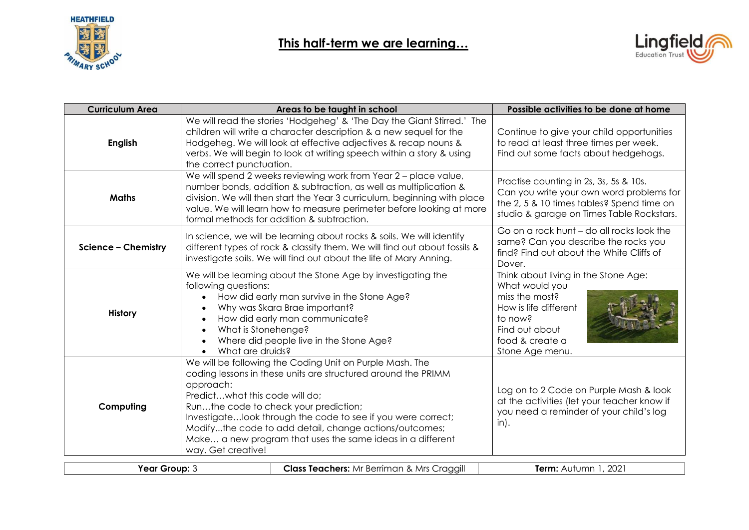# This half-term we are learning…

| Curriculum Area | Areas to be taught in school | Possible activities to be done at home |
|---|---|---|
| **English** | We will read the stories 'Hodgeheg' & 'The Day the Giant Stirred.' The children will write a character description & a new sequel for the Hodgeheg. We will look at effective adjectives & recap nouns & verbs. We will begin to look at writing speech within a story & using the correct punctuation. | Continue to give your child opportunities to read at least three times per week. Find out some facts about hedgehogs. |
| **Maths** | We will spend 2 weeks reviewing work from Year 2 – place value, number bonds, addition & subtraction, as well as multiplication & division. We will then start the Year 3 curriculum, beginning with place value. We will learn how to measure perimeter before looking at more formal methods for addition & subtraction. | Practise counting in 2s, 3s, 5s & 10s. Can you write your own word problems for the 2, 5 & 10 times tables? Spend time on studio & garage on Times Table Rockstars. |
| **Science – Chemistry** | In science, we will be learning about rocks & soils. We will identify different types of rock & classify them. We will find out about fossils & investigate soils. We will find out about the life of Mary Anning. | Go on a rock hunt – do all rocks look the same? Can you describe the rocks you find? Find out about the White Cliffs of Dover. |
| **History** | We will be learning about the Stone Age by investigating the following questions:<br>• How did early man survive in the Stone Age?<br>• Why was Skara Brae important?<br>• How did early man communicate?<br>• What is Stonehenge?<br>• Where did people live in the Stone Age?<br>• What are druids? | Think about living in the Stone Age: What would you miss the most? How is life different to now? Find out about food & create a Stone Age menu. |
| **Computing** | We will be following the Coding Unit on Purple Mash. The coding lessons in these units are structured around the PRIMM approach:<br>Predict…what this code will do;<br>Run…the code to check your prediction;<br>Investigate…look through the code to see if you were correct;<br>Modify...the code to add detail, change actions/outcomes;<br>Make… a new program that uses the same ideas in a different way. Get creative! | Log on to 2 Code on Purple Mash & look at the activities (let your teacher know if you need a reminder of your child's log in). |

| **Year Group:** 3 | **Class Teachers:** Mr Berriman & Mrs Craggill | **Term:** Autumn 1, 2021 |
|---|---|---|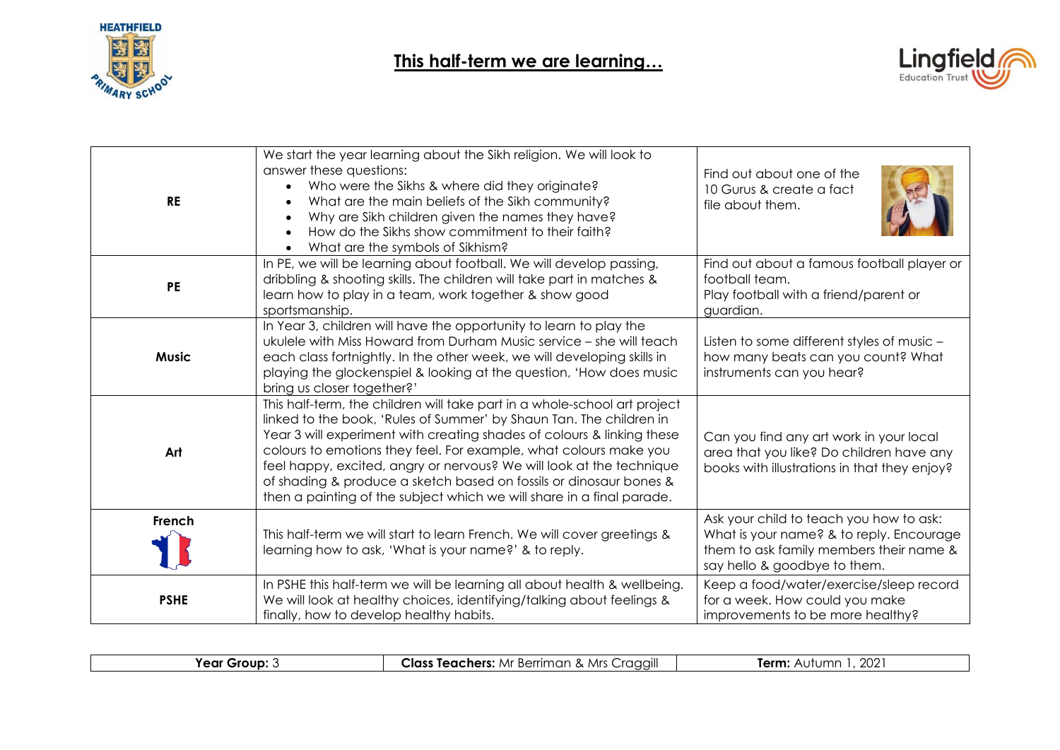# This half-term we are learning…

| | | |
|---|---|---|
| **RE** | We start the year learning about the Sikh religion. We will look to answer these questions:<br>• Who were the Sikhs & where did they originate?<br>• What are the main beliefs of the Sikh community?<br>• Why are Sikh children given the names they have?<br>• How do the Sikhs show commitment to their faith?<br>• What are the symbols of Sikhism? | Find out about one of the 10 Gurus & create a fact file about them. |
| **PE** | In PE, we will be learning about football. We will develop passing, dribbling & shooting skills. The children will take part in matches & learn how to play in a team, work together & show good sportsmanship. | Find out about a famous football player or football team.<br>Play football with a friend/parent or guardian. |
| **Music** | In Year 3, children will have the opportunity to learn to play the ukulele with Miss Howard from Durham Music service – she will teach each class fortnightly. In the other week, we will developing skills in playing the glockenspiel & looking at the question, 'How does music bring us closer together?' | Listen to some different styles of music – how many beats can you count? What instruments can you hear? |
| **Art** | This half-term, the children will take part in a whole-school art project linked to the book, 'Rules of Summer' by Shaun Tan. The children in Year 3 will experiment with creating shades of colours & linking these colours to emotions they feel. For example, what colours make you feel happy, excited, angry or nervous? We will look at the technique of shading & produce a sketch based on fossils or dinosaur bones & then a painting of the subject which we will share in a final parade. | Can you find any art work in your local area that you like? Do children have any books with illustrations in that they enjoy? |
| **French** | This half-term we will start to learn French. We will cover greetings & learning how to ask, 'What is your name?' & to reply. | Ask your child to teach you how to ask: What is your name? & to reply. Encourage them to ask family members their name & say hello & goodbye to them. |
| **PSHE** | In PSHE this half-term we will be learning all about health & wellbeing. We will look at healthy choices, identifying/talking about feelings & finally, how to develop healthy habits. | Keep a food/water/exercise/sleep record for a week. How could you make improvements to be more healthy? |

| **Year Group:** 3 | **Class Teachers:** Mr Berriman & Mrs Craggill | **Term:** Autumn 1, 2021 |
|---|---|---|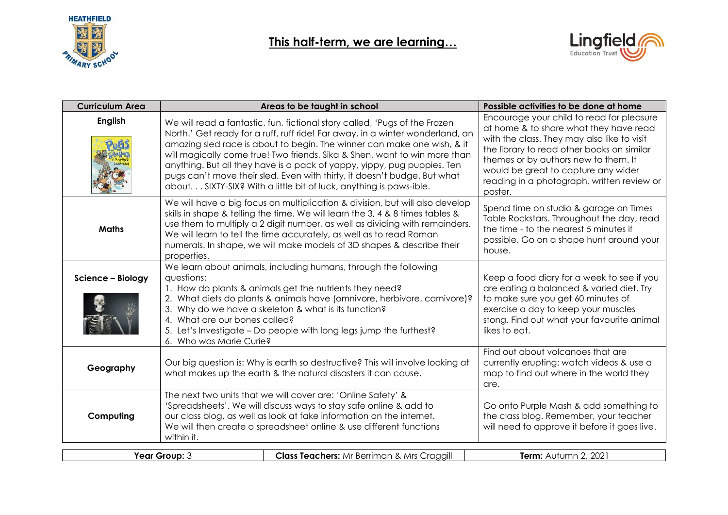## This half-term, we are learning…

| Curriculum Area | Areas to be taught in school | Possible activities to be done at home |
| --- | --- | --- |
| **English** | We will read a fantastic, fun, fictional story called, 'Pugs of the Frozen North.' Get ready for a ruff, ruff ride! Far away, in a winter wonderland, an amazing sled race is about to begin. The winner can make one wish, & it will magically come true! Two friends, Sika & Shen, want to win more than anything. But all they have is a pack of yappy, yippy, pug puppies. Ten pugs can't move their sled. Even with thirty, it doesn't budge. But what about. . . SIXTY-SIX? With a little bit of luck, anything is paws-ible. | Encourage your child to read for pleasure at home & to share what they have read with the class. They may also like to visit the library to read other books on similar themes or by authors new to them. It would be great to capture any wider reading in a photograph, written review or poster. |
| **Maths** | We will have a big focus on multiplication & division, but will also develop skills in shape & telling the time. We will learn the 3, 4 & 8 times tables & use them to multiply a 2 digit number, as well as dividing with remainders. We will learn to tell the time accurately, as well as to read Roman numerals. In shape, we will make models of 3D shapes & describe their properties. | Spend time on studio & garage on Times Table Rockstars. Throughout the day, read the time - to the nearest 5 minutes if possible. Go on a shape hunt around your house. |
| **Science – Biology** | We learn about animals, including humans, through the following questions:<br>1. How do plants & animals get the nutrients they need?<br>2. What diets do plants & animals have (omnivore, herbivore, carnivore)?<br>3. Why do we have a skeleton & what is its function?<br>4. What are our bones called?<br>5. Let's Investigate – Do people with long legs jump the furthest?<br>6. Who was Marie Curie? | Keep a food diary for a week to see if you are eating a balanced & varied diet. Try to make sure you get 60 minutes of exercise a day to keep your muscles stong. Find out what your favourite animal likes to eat. |
| **Geography** | Our big question is: Why is earth so destructive? This will involve looking at what makes up the earth & the natural disasters it can cause. | Find out about volcanoes that are currently erupting: watch videos & use a map to find out where in the world they are. |
| **Computing** | The next two units that we will cover are: 'Online Safety' & 'Spreadsheets'. We will discuss ways to stay safe online & add to our class blog, as well as look at fake information on the internet. We will then create a spreadsheet online & use different functions within it. | Go onto Purple Mash & add something to the class blog. Remember, your teacher will need to approve it before it goes live. |

| **Year Group:** 3 | **Class Teachers:** Mr Berriman & Mrs Craggill | **Term:** Autumn 2, 2021 |
| --- | --- | --- |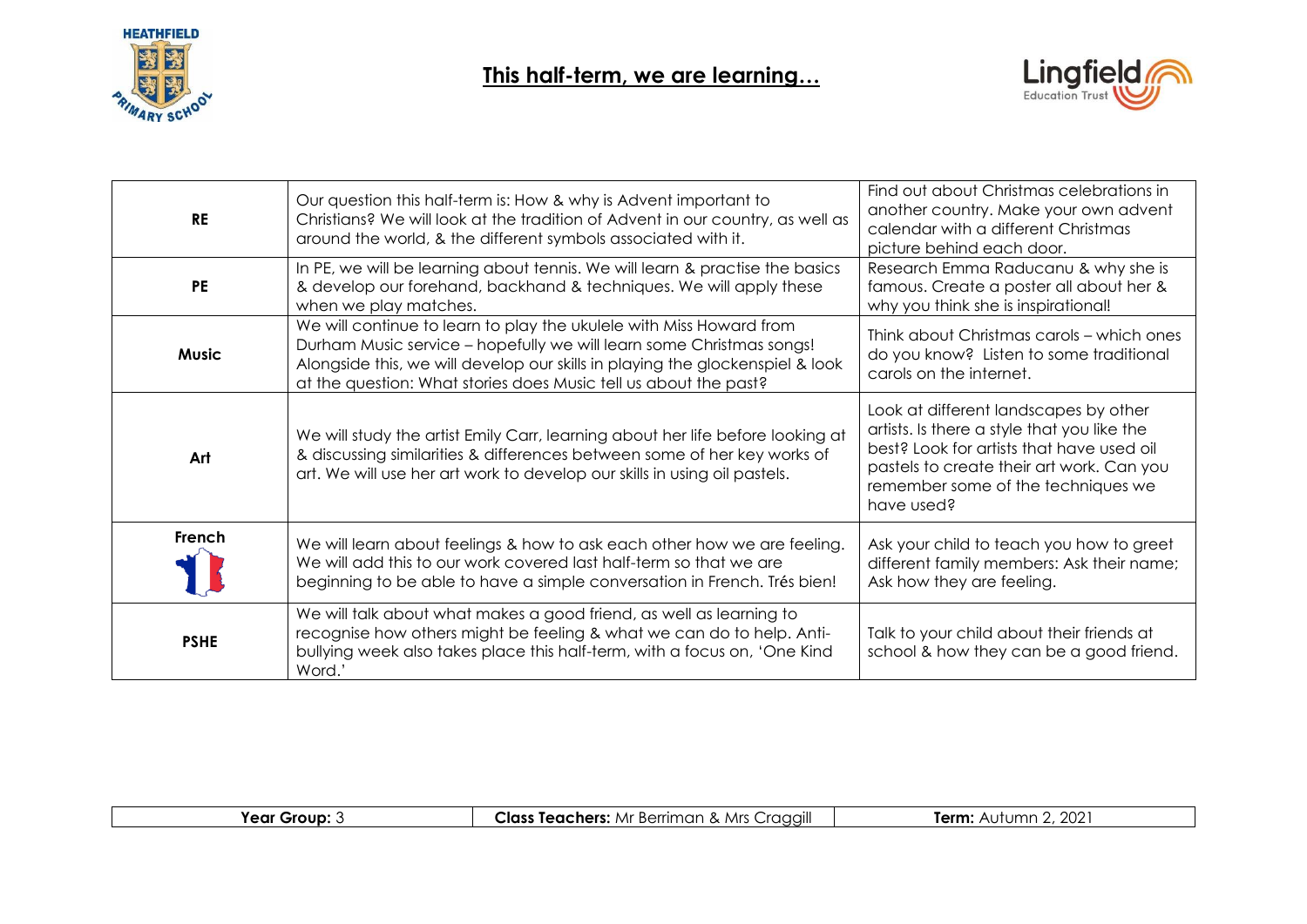# This half-term, we are learning…

| | | |
|---|---|---|
| **RE** | Our question this half-term is: How & why is Advent important to Christians? We will look at the tradition of Advent in our country, as well as around the world, & the different symbols associated with it. | Find out about Christmas celebrations in another country. Make your own advent calendar with a different Christmas picture behind each door. |
| **PE** | In PE, we will be learning about tennis. We will learn & practise the basics & develop our forehand, backhand & techniques. We will apply these when we play matches. | Research Emma Raducanu & why she is famous. Create a poster all about her & why you think she is inspirational! |
| **Music** | We will continue to learn to play the ukulele with Miss Howard from Durham Music service – hopefully we will learn some Christmas songs! Alongside this, we will develop our skills in playing the glockenspiel & look at the question: What stories does Music tell us about the past? | Think about Christmas carols – which ones do you know? Listen to some traditional carols on the internet. |
| **Art** | We will study the artist Emily Carr, learning about her life before looking at & discussing similarities & differences between some of her key works of art. We will use her art work to develop our skills in using oil pastels. | Look at different landscapes by other artists. Is there a style that you like the best? Look for artists that have used oil pastels to create their art work. Can you remember some of the techniques we have used? |
| **French** | We will learn about feelings & how to ask each other how we are feeling. We will add this to our work covered last half-term so that we are beginning to be able to have a simple conversation in French. Trés bien! | Ask your child to teach you how to greet different family members: Ask their name; Ask how they are feeling. |
| **PSHE** | We will talk about what makes a good friend, as well as learning to recognise how others might be feeling & what we can do to help. Anti-bullying week also takes place this half-term, with a focus on, 'One Kind Word.' | Talk to your child about their friends at school & how they can be a good friend. |

| | | |
|---|---|---|
| **Year Group:** 3 | **Class Teachers:** Mr Berriman & Mrs Craggill | **Term:** Autumn 2, 2021 |